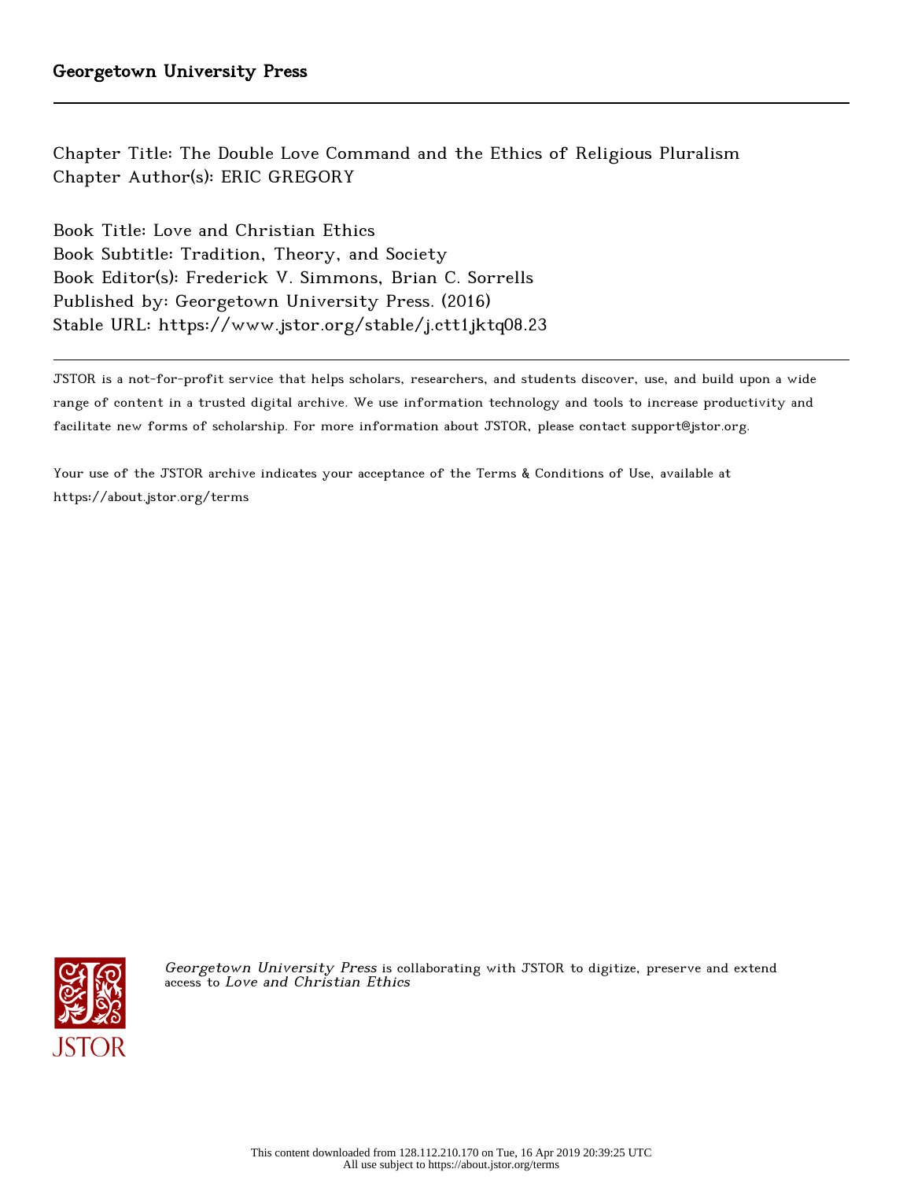Georgetown University Press

Chapter Title: The Double Love Command and the Ethics of Religious Pluralism
Chapter Author(s): ERIC GREGORY

Book Title: Love and Christian Ethics
Book Subtitle: Tradition, Theory, and Society
Book Editor(s): Frederick V. Simmons, Brian C. Sorrells
Published by: Georgetown University Press. (2016)
Stable URL: https://www.jstor.org/stable/j.ctt1jktq08.23

JSTOR is a not-for-profit service that helps scholars, researchers, and students discover, use, and build upon a wide range of content in a trusted digital archive. We use information technology and tools to increase productivity and facilitate new forms of scholarship. For more information about JSTOR, please contact support@jstor.org.

Your use of the JSTOR archive indicates your acceptance of the Terms & Conditions of Use, available at https://about.jstor.org/terms

*Georgetown University Press* is collaborating with JSTOR to digitize, preserve and extend access to *Love and Christian Ethics*

This content downloaded from 128.112.210.170 on Tue, 16 Apr 2019 20:39:25 UTC
All use subject to https://about.jstor.org/terms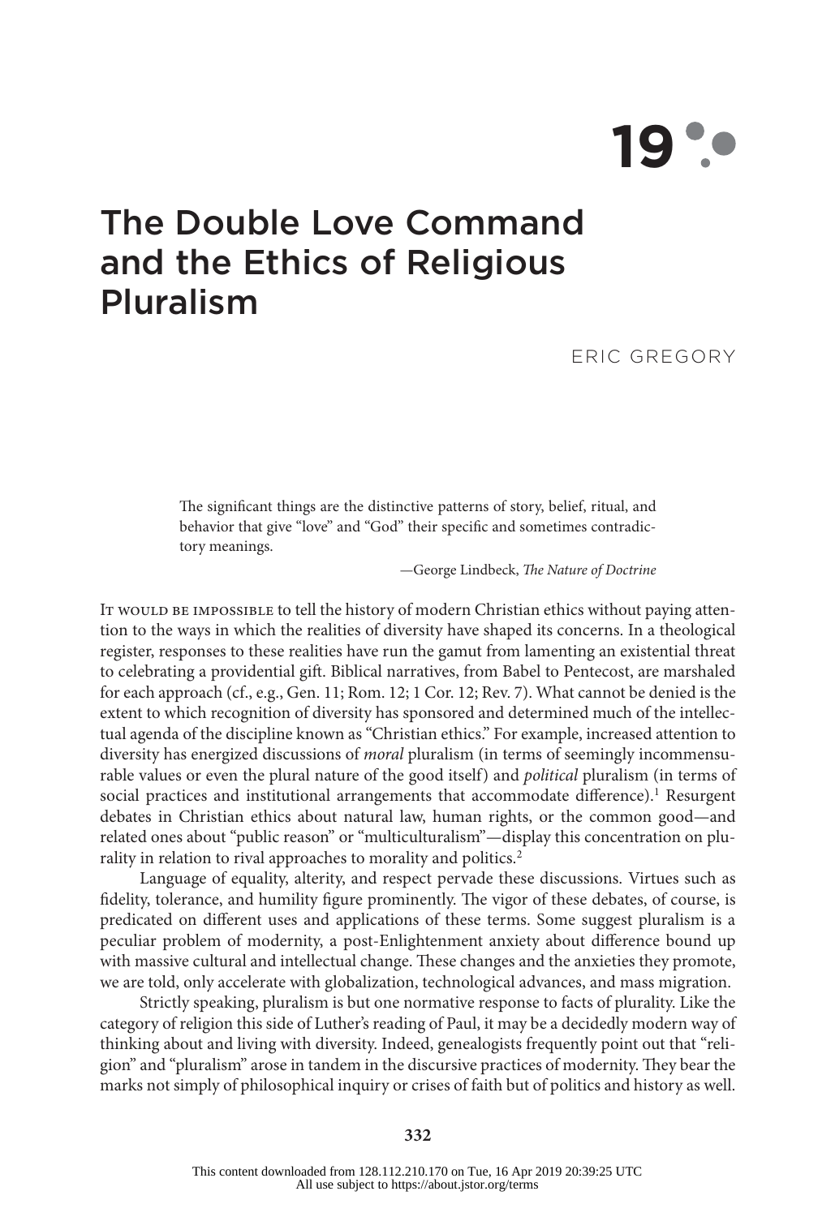# 19

# The Double Love Command and the Ethics of Religious Pluralism

ERIC GREGORY

> The significant things are the distinctive patterns of story, belief, ritual, and behavior that give "love" and "God" their specific and sometimes contradictory meanings.
>
> —George Lindbeck, *The Nature of Doctrine*

It would be impossible to tell the history of modern Christian ethics without paying attention to the ways in which the realities of diversity have shaped its concerns. In a theological register, responses to these realities have run the gamut from lamenting an existential threat to celebrating a providential gift. Biblical narratives, from Babel to Pentecost, are marshaled for each approach (cf., e.g., Gen. 11; Rom. 12; 1 Cor. 12; Rev. 7). What cannot be denied is the extent to which recognition of diversity has sponsored and determined much of the intellectual agenda of the discipline known as "Christian ethics." For example, increased attention to diversity has energized discussions of *moral* pluralism (in terms of seemingly incommensurable values or even the plural nature of the good itself) and *political* pluralism (in terms of social practices and institutional arrangements that accommodate difference).[1] Resurgent debates in Christian ethics about natural law, human rights, or the common good—and related ones about "public reason" or "multiculturalism"—display this concentration on plurality in relation to rival approaches to morality and politics.[2]

Language of equality, alterity, and respect pervade these discussions. Virtues such as fidelity, tolerance, and humility figure prominently. The vigor of these debates, of course, is predicated on different uses and applications of these terms. Some suggest pluralism is a peculiar problem of modernity, a post-Enlightenment anxiety about difference bound up with massive cultural and intellectual change. These changes and the anxieties they promote, we are told, only accelerate with globalization, technological advances, and mass migration.

Strictly speaking, pluralism is but one normative response to facts of plurality. Like the category of religion this side of Luther's reading of Paul, it may be a decidedly modern way of thinking about and living with diversity. Indeed, genealogists frequently point out that "religion" and "pluralism" arose in tandem in the discursive practices of modernity. They bear the marks not simply of philosophical inquiry or crises of faith but of politics and history as well.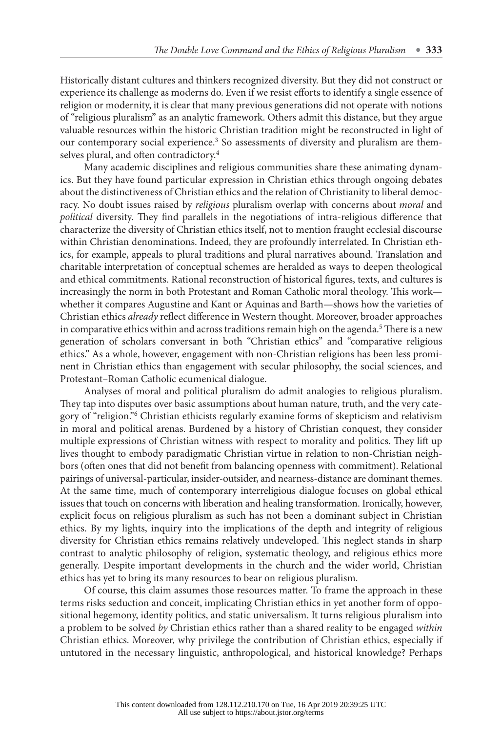Historically distant cultures and thinkers recognized diversity. But they did not construct or experience its challenge as moderns do. Even if we resist efforts to identify a single essence of religion or modernity, it is clear that many previous generations did not operate with notions of "religious pluralism" as an analytic framework. Others admit this distance, but they argue valuable resources within the historic Christian tradition might be reconstructed in light of our contemporary social experience.[3] So assessments of diversity and pluralism are themselves plural, and often contradictory.[4]

Many academic disciplines and religious communities share these animating dynamics. But they have found particular expression in Christian ethics through ongoing debates about the distinctiveness of Christian ethics and the relation of Christianity to liberal democracy. No doubt issues raised by *religious* pluralism overlap with concerns about *moral* and *political* diversity. They find parallels in the negotiations of intra-religious difference that characterize the diversity of Christian ethics itself, not to mention fraught ecclesial discourse within Christian denominations. Indeed, they are profoundly interrelated. In Christian ethics, for example, appeals to plural traditions and plural narratives abound. Translation and charitable interpretation of conceptual schemes are heralded as ways to deepen theological and ethical commitments. Rational reconstruction of historical figures, texts, and cultures is increasingly the norm in both Protestant and Roman Catholic moral theology. This work—whether it compares Augustine and Kant or Aquinas and Barth—shows how the varieties of Christian ethics *already* reflect difference in Western thought. Moreover, broader approaches in comparative ethics within and across traditions remain high on the agenda.[5] There is a new generation of scholars conversant in both "Christian ethics" and "comparative religious ethics." As a whole, however, engagement with non-Christian religions has been less prominent in Christian ethics than engagement with secular philosophy, the social sciences, and Protestant–Roman Catholic ecumenical dialogue.

Analyses of moral and political pluralism do admit analogies to religious pluralism. They tap into disputes over basic assumptions about human nature, truth, and the very category of "religion."[6] Christian ethicists regularly examine forms of skepticism and relativism in moral and political arenas. Burdened by a history of Christian conquest, they consider multiple expressions of Christian witness with respect to morality and politics. They lift up lives thought to embody paradigmatic Christian virtue in relation to non-Christian neighbors (often ones that did not benefit from balancing openness with commitment). Relational pairings of universal-particular, insider-outsider, and nearness-distance are dominant themes. At the same time, much of contemporary interreligious dialogue focuses on global ethical issues that touch on concerns with liberation and healing transformation. Ironically, however, explicit focus on religious pluralism as such has not been a dominant subject in Christian ethics. By my lights, inquiry into the implications of the depth and integrity of religious diversity for Christian ethics remains relatively undeveloped. This neglect stands in sharp contrast to analytic philosophy of religion, systematic theology, and religious ethics more generally. Despite important developments in the church and the wider world, Christian ethics has yet to bring its many resources to bear on religious pluralism.

Of course, this claim assumes those resources matter. To frame the approach in these terms risks seduction and conceit, implicating Christian ethics in yet another form of oppositional hegemony, identity politics, and static universalism. It turns religious pluralism into a problem to be solved *by* Christian ethics rather than a shared reality to be engaged *within* Christian ethics. Moreover, why privilege the contribution of Christian ethics, especially if untutored in the necessary linguistic, anthropological, and historical knowledge? Perhaps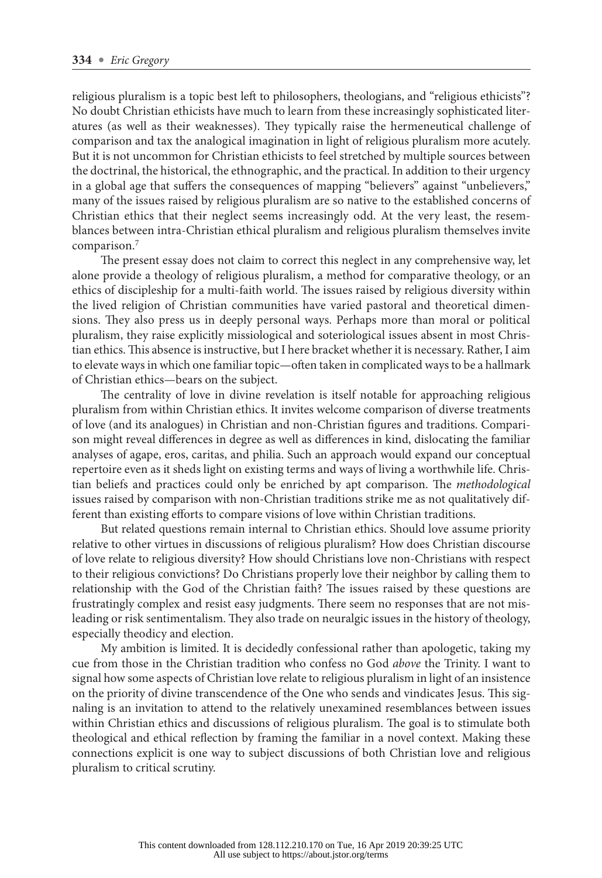religious pluralism is a topic best left to philosophers, theologians, and "religious ethicists"? No doubt Christian ethicists have much to learn from these increasingly sophisticated literatures (as well as their weaknesses). They typically raise the hermeneutical challenge of comparison and tax the analogical imagination in light of religious pluralism more acutely. But it is not uncommon for Christian ethicists to feel stretched by multiple sources between the doctrinal, the historical, the ethnographic, and the practical. In addition to their urgency in a global age that suffers the consequences of mapping "believers" against "unbelievers," many of the issues raised by religious pluralism are so native to the established concerns of Christian ethics that their neglect seems increasingly odd. At the very least, the resemblances between intra-Christian ethical pluralism and religious pluralism themselves invite comparison.[7]

The present essay does not claim to correct this neglect in any comprehensive way, let alone provide a theology of religious pluralism, a method for comparative theology, or an ethics of discipleship for a multi-faith world. The issues raised by religious diversity within the lived religion of Christian communities have varied pastoral and theoretical dimensions. They also press us in deeply personal ways. Perhaps more than moral or political pluralism, they raise explicitly missiological and soteriological issues absent in most Christian ethics. This absence is instructive, but I here bracket whether it is necessary. Rather, I aim to elevate ways in which one familiar topic—often taken in complicated ways to be a hallmark of Christian ethics—bears on the subject.

The centrality of love in divine revelation is itself notable for approaching religious pluralism from within Christian ethics. It invites welcome comparison of diverse treatments of love (and its analogues) in Christian and non-Christian figures and traditions. Comparison might reveal differences in degree as well as differences in kind, dislocating the familiar analyses of agape, eros, caritas, and philia. Such an approach would expand our conceptual repertoire even as it sheds light on existing terms and ways of living a worthwhile life. Christian beliefs and practices could only be enriched by apt comparison. The *methodological* issues raised by comparison with non-Christian traditions strike me as not qualitatively different than existing efforts to compare visions of love within Christian traditions.

But related questions remain internal to Christian ethics. Should love assume priority relative to other virtues in discussions of religious pluralism? How does Christian discourse of love relate to religious diversity? How should Christians love non-Christians with respect to their religious convictions? Do Christians properly love their neighbor by calling them to relationship with the God of the Christian faith? The issues raised by these questions are frustratingly complex and resist easy judgments. There seem no responses that are not misleading or risk sentimentalism. They also trade on neuralgic issues in the history of theology, especially theodicy and election.

My ambition is limited. It is decidedly confessional rather than apologetic, taking my cue from those in the Christian tradition who confess no God *above* the Trinity. I want to signal how some aspects of Christian love relate to religious pluralism in light of an insistence on the priority of divine transcendence of the One who sends and vindicates Jesus. This signaling is an invitation to attend to the relatively unexamined resemblances between issues within Christian ethics and discussions of religious pluralism. The goal is to stimulate both theological and ethical reflection by framing the familiar in a novel context. Making these connections explicit is one way to subject discussions of both Christian love and religious pluralism to critical scrutiny.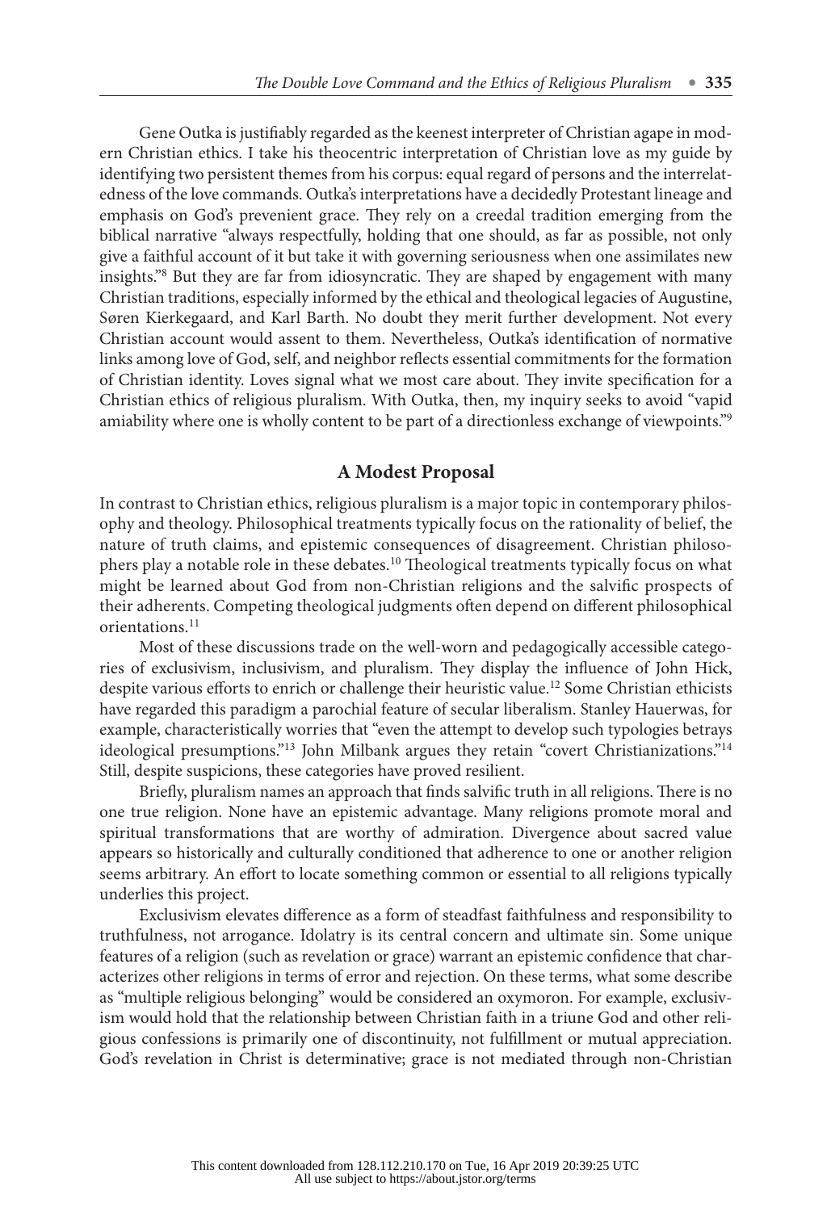Gene Outka is justifiably regarded as the keenest interpreter of Christian agape in modern Christian ethics. I take his theocentric interpretation of Christian love as my guide by identifying two persistent themes from his corpus: equal regard of persons and the interrelatedness of the love commands. Outka's interpretations have a decidedly Protestant lineage and emphasis on God's prevenient grace. They rely on a creedal tradition emerging from the biblical narrative "always respectfully, holding that one should, as far as possible, not only give a faithful account of it but take it with governing seriousness when one assimilates new insights."[8] But they are far from idiosyncratic. They are shaped by engagement with many Christian traditions, especially informed by the ethical and theological legacies of Augustine, Søren Kierkegaard, and Karl Barth. No doubt they merit further development. Not every Christian account would assent to them. Nevertheless, Outka's identification of normative links among love of God, self, and neighbor reflects essential commitments for the formation of Christian identity. Loves signal what we most care about. They invite specification for a Christian ethics of religious pluralism. With Outka, then, my inquiry seeks to avoid "vapid amiability where one is wholly content to be part of a directionless exchange of viewpoints."[9]

## A Modest Proposal

In contrast to Christian ethics, religious pluralism is a major topic in contemporary philosophy and theology. Philosophical treatments typically focus on the rationality of belief, the nature of truth claims, and epistemic consequences of disagreement. Christian philosophers play a notable role in these debates.[10] Theological treatments typically focus on what might be learned about God from non-Christian religions and the salvific prospects of their adherents. Competing theological judgments often depend on different philosophical orientations.[11]

Most of these discussions trade on the well-worn and pedagogically accessible categories of exclusivism, inclusivism, and pluralism. They display the influence of John Hick, despite various efforts to enrich or challenge their heuristic value.[12] Some Christian ethicists have regarded this paradigm a parochial feature of secular liberalism. Stanley Hauerwas, for example, characteristically worries that "even the attempt to develop such typologies betrays ideological presumptions."[13] John Milbank argues they retain "covert Christianizations."[14] Still, despite suspicions, these categories have proved resilient.

Briefly, pluralism names an approach that finds salvific truth in all religions. There is no one true religion. None have an epistemic advantage. Many religions promote moral and spiritual transformations that are worthy of admiration. Divergence about sacred value appears so historically and culturally conditioned that adherence to one or another religion seems arbitrary. An effort to locate something common or essential to all religions typically underlies this project.

Exclusivism elevates difference as a form of steadfast faithfulness and responsibility to truthfulness, not arrogance. Idolatry is its central concern and ultimate sin. Some unique features of a religion (such as revelation or grace) warrant an epistemic confidence that characterizes other religions in terms of error and rejection. On these terms, what some describe as "multiple religious belonging" would be considered an oxymoron. For example, exclusivism would hold that the relationship between Christian faith in a triune God and other religious confessions is primarily one of discontinuity, not fulfillment or mutual appreciation. God's revelation in Christ is determinative; grace is not mediated through non-Christian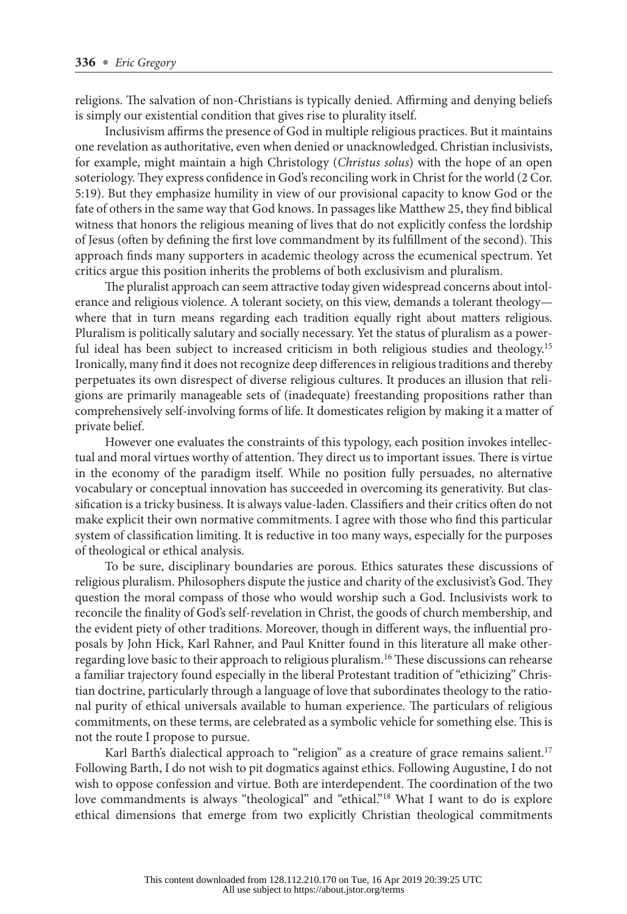religions. The salvation of non-Christians is typically denied. Affirming and denying beliefs is simply our existential condition that gives rise to plurality itself.

Inclusivism affirms the presence of God in multiple religious practices. But it maintains one revelation as authoritative, even when denied or unacknowledged. Christian inclusivists, for example, might maintain a high Christology (*Christus solus*) with the hope of an open soteriology. They express confidence in God's reconciling work in Christ for the world (2 Cor. 5:19). But they emphasize humility in view of our provisional capacity to know God or the fate of others in the same way that God knows. In passages like Matthew 25, they find biblical witness that honors the religious meaning of lives that do not explicitly confess the lordship of Jesus (often by defining the first love commandment by its fulfillment of the second). This approach finds many supporters in academic theology across the ecumenical spectrum. Yet critics argue this position inherits the problems of both exclusivism and pluralism.

The pluralist approach can seem attractive today given widespread concerns about intolerance and religious violence. A tolerant society, on this view, demands a tolerant theology—where that in turn means regarding each tradition equally right about matters religious. Pluralism is politically salutary and socially necessary. Yet the status of pluralism as a powerful ideal has been subject to increased criticism in both religious studies and theology.[15] Ironically, many find it does not recognize deep differences in religious traditions and thereby perpetuates its own disrespect of diverse religious cultures. It produces an illusion that religions are primarily manageable sets of (inadequate) freestanding propositions rather than comprehensively self-involving forms of life. It domesticates religion by making it a matter of private belief.

However one evaluates the constraints of this typology, each position invokes intellectual and moral virtues worthy of attention. They direct us to important issues. There is virtue in the economy of the paradigm itself. While no position fully persuades, no alternative vocabulary or conceptual innovation has succeeded in overcoming its generativity. But classification is a tricky business. It is always value-laden. Classifiers and their critics often do not make explicit their own normative commitments. I agree with those who find this particular system of classification limiting. It is reductive in too many ways, especially for the purposes of theological or ethical analysis.

To be sure, disciplinary boundaries are porous. Ethics saturates these discussions of religious pluralism. Philosophers dispute the justice and charity of the exclusivist's God. They question the moral compass of those who would worship such a God. Inclusivists work to reconcile the finality of God's self-revelation in Christ, the goods of church membership, and the evident piety of other traditions. Moreover, though in different ways, the influential proposals by John Hick, Karl Rahner, and Paul Knitter found in this literature all make other-regarding love basic to their approach to religious pluralism.[16] These discussions can rehearse a familiar trajectory found especially in the liberal Protestant tradition of "ethicizing" Christian doctrine, particularly through a language of love that subordinates theology to the rational purity of ethical universals available to human experience. The particulars of religious commitments, on these terms, are celebrated as a symbolic vehicle for something else. This is not the route I propose to pursue.

Karl Barth's dialectical approach to "religion" as a creature of grace remains salient.[17] Following Barth, I do not wish to pit dogmatics against ethics. Following Augustine, I do not wish to oppose confession and virtue. Both are interdependent. The coordination of the two love commandments is always "theological" and "ethical."[18] What I want to do is explore ethical dimensions that emerge from two explicitly Christian theological commitments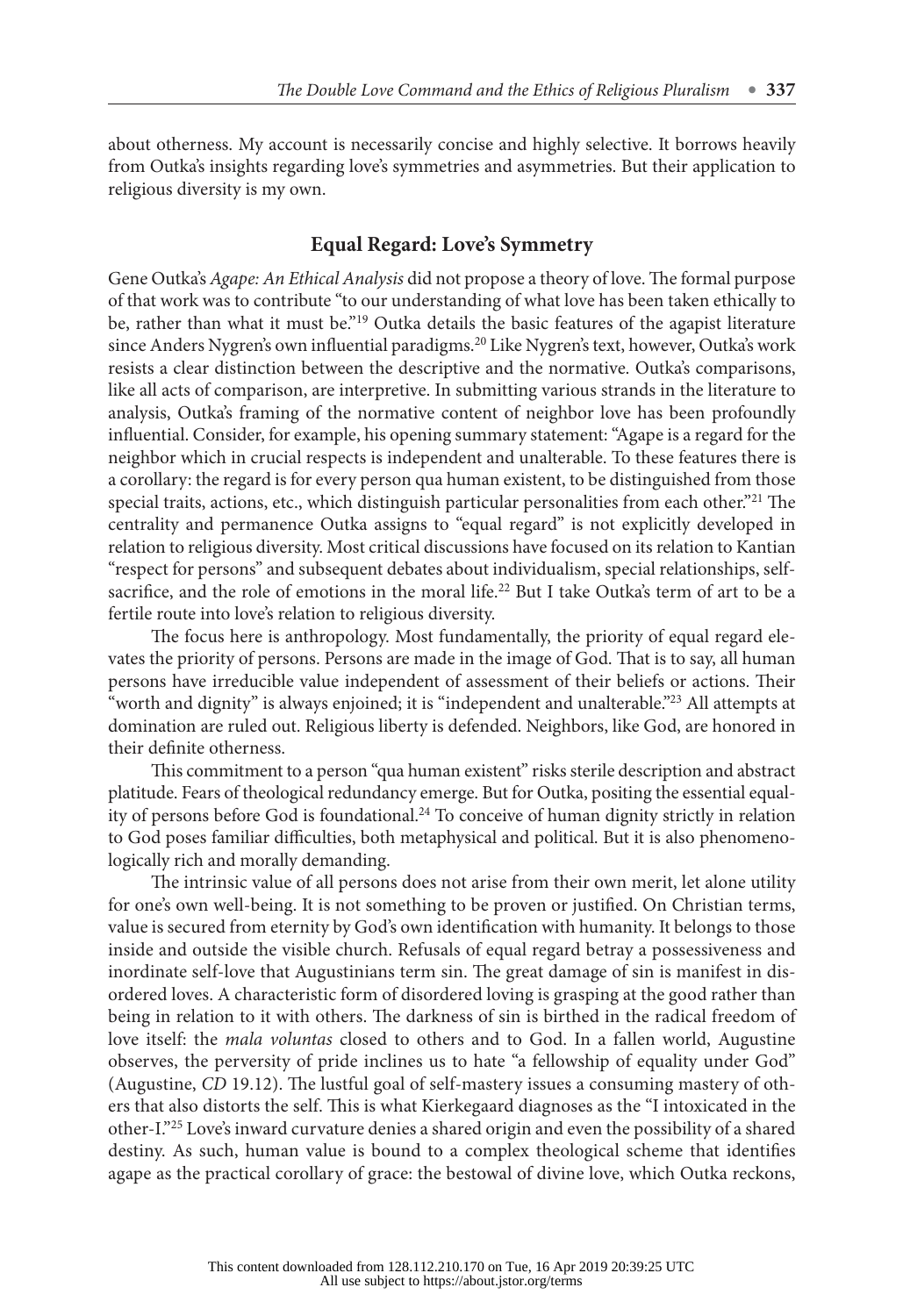about otherness. My account is necessarily concise and highly selective. It borrows heavily from Outka's insights regarding love's symmetries and asymmetries. But their application to religious diversity is my own.

## Equal Regard: Love's Symmetry

Gene Outka's *Agape: An Ethical Analysis* did not propose a theory of love. The formal purpose of that work was to contribute "to our understanding of what love has been taken ethically to be, rather than what it must be."[19] Outka details the basic features of the agapist literature since Anders Nygren's own influential paradigms.[20] Like Nygren's text, however, Outka's work resists a clear distinction between the descriptive and the normative. Outka's comparisons, like all acts of comparison, are interpretive. In submitting various strands in the literature to analysis, Outka's framing of the normative content of neighbor love has been profoundly influential. Consider, for example, his opening summary statement: "Agape is a regard for the neighbor which in crucial respects is independent and unalterable. To these features there is a corollary: the regard is for every person qua human existent, to be distinguished from those special traits, actions, etc., which distinguish particular personalities from each other."[21] The centrality and permanence Outka assigns to "equal regard" is not explicitly developed in relation to religious diversity. Most critical discussions have focused on its relation to Kantian "respect for persons" and subsequent debates about individualism, special relationships, self-sacrifice, and the role of emotions in the moral life.[22] But I take Outka's term of art to be a fertile route into love's relation to religious diversity.

The focus here is anthropology. Most fundamentally, the priority of equal regard elevates the priority of persons. Persons are made in the image of God. That is to say, all human persons have irreducible value independent of assessment of their beliefs or actions. Their "worth and dignity" is always enjoined; it is "independent and unalterable."[23] All attempts at domination are ruled out. Religious liberty is defended. Neighbors, like God, are honored in their definite otherness.

This commitment to a person "qua human existent" risks sterile description and abstract platitude. Fears of theological redundancy emerge. But for Outka, positing the essential equality of persons before God is foundational.[24] To conceive of human dignity strictly in relation to God poses familiar difficulties, both metaphysical and political. But it is also phenomenologically rich and morally demanding.

The intrinsic value of all persons does not arise from their own merit, let alone utility for one's own well-being. It is not something to be proven or justified. On Christian terms, value is secured from eternity by God's own identification with humanity. It belongs to those inside and outside the visible church. Refusals of equal regard betray a possessiveness and inordinate self-love that Augustinians term sin. The great damage of sin is manifest in disordered loves. A characteristic form of disordered loving is grasping at the good rather than being in relation to it with others. The darkness of sin is birthed in the radical freedom of love itself: the *mala voluntas* closed to others and to God. In a fallen world, Augustine observes, the perversity of pride inclines us to hate "a fellowship of equality under God" (Augustine, *CD* 19.12). The lustful goal of self-mastery issues a consuming mastery of others that also distorts the self. This is what Kierkegaard diagnoses as the "I intoxicated in the other-I."[25] Love's inward curvature denies a shared origin and even the possibility of a shared destiny. As such, human value is bound to a complex theological scheme that identifies agape as the practical corollary of grace: the bestowal of divine love, which Outka reckons,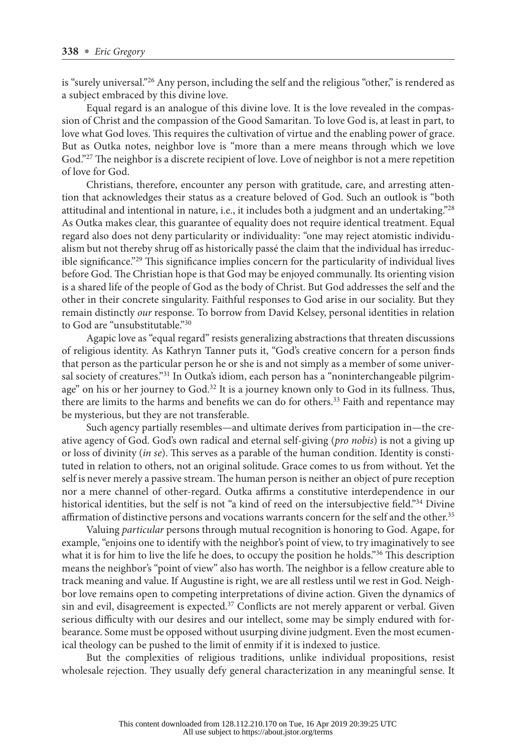is "surely universal."[26] Any person, including the self and the religious "other," is rendered as a subject embraced by this divine love.

Equal regard is an analogue of this divine love. It is the love revealed in the compassion of Christ and the compassion of the Good Samaritan. To love God is, at least in part, to love what God loves. This requires the cultivation of virtue and the enabling power of grace. But as Outka notes, neighbor love is "more than a mere means through which we love God."[27] The neighbor is a discrete recipient of love. Love of neighbor is not a mere repetition of love for God.

Christians, therefore, encounter any person with gratitude, care, and arresting attention that acknowledges their status as a creature beloved of God. Such an outlook is "both attitudinal and intentional in nature, i.e., it includes both a judgment and an undertaking."[28] As Outka makes clear, this guarantee of equality does not require identical treatment. Equal regard also does not deny particularity or individuality: "one may reject atomistic individualism but not thereby shrug off as historically passé the claim that the individual has irreducible significance."[29] This significance implies concern for the particularity of individual lives before God. The Christian hope is that God may be enjoyed communally. Its orienting vision is a shared life of the people of God as the body of Christ. But God addresses the self and the other in their concrete singularity. Faithful responses to God arise in our sociality. But they remain distinctly *our* response. To borrow from David Kelsey, personal identities in relation to God are "unsubstitutable."[30]

Agapic love as "equal regard" resists generalizing abstractions that threaten discussions of religious identity. As Kathryn Tanner puts it, "God's creative concern for a person finds that person as the particular person he or she is and not simply as a member of some universal society of creatures."[31] In Outka's idiom, each person has a "noninterchangeable pilgrimage" on his or her journey to God.[32] It is a journey known only to God in its fullness. Thus, there are limits to the harms and benefits we can do for others.[33] Faith and repentance may be mysterious, but they are not transferable.

Such agency partially resembles—and ultimate derives from participation in—the creative agency of God. God's own radical and eternal self-giving (*pro nobis*) is not a giving up or loss of divinity (*in se*). This serves as a parable of the human condition. Identity is constituted in relation to others, not an original solitude. Grace comes to us from without. Yet the self is never merely a passive stream. The human person is neither an object of pure reception nor a mere channel of other-regard. Outka affirms a constitutive interdependence in our historical identities, but the self is not "a kind of reed on the intersubjective field."[34] Divine affirmation of distinctive persons and vocations warrants concern for the self and the other.[35]

Valuing *particular* persons through mutual recognition is honoring to God. Agape, for example, "enjoins one to identify with the neighbor's point of view, to try imaginatively to see what it is for him to live the life he does, to occupy the position he holds."[36] This description means the neighbor's "point of view" also has worth. The neighbor is a fellow creature able to track meaning and value. If Augustine is right, we are all restless until we rest in God. Neighbor love remains open to competing interpretations of divine action. Given the dynamics of sin and evil, disagreement is expected.[37] Conflicts are not merely apparent or verbal. Given serious difficulty with our desires and our intellect, some may be simply endured with forbearance. Some must be opposed without usurping divine judgment. Even the most ecumenical theology can be pushed to the limit of enmity if it is indexed to justice.

But the complexities of religious traditions, unlike individual propositions, resist wholesale rejection. They usually defy general characterization in any meaningful sense. It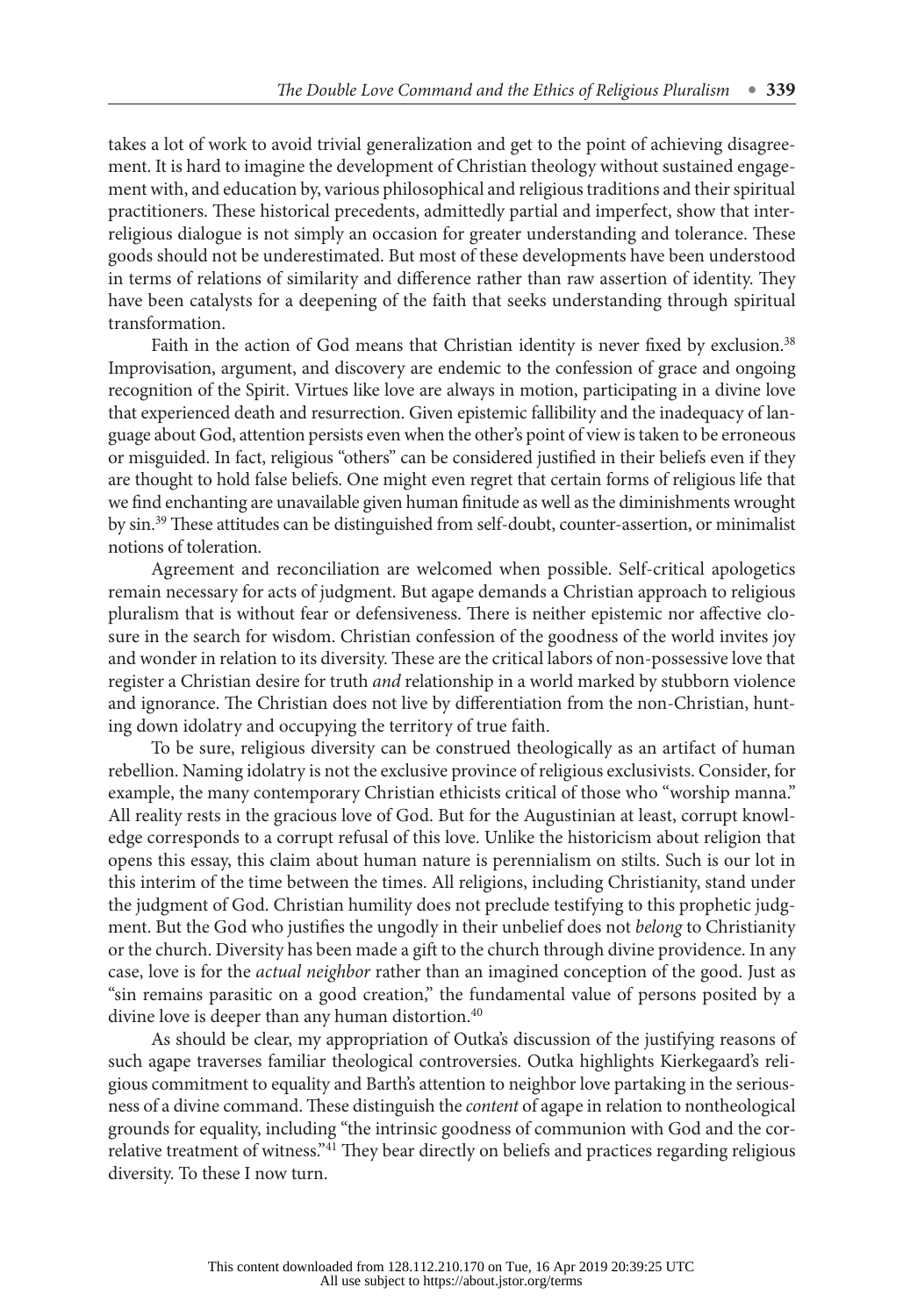takes a lot of work to avoid trivial generalization and get to the point of achieving disagreement. It is hard to imagine the development of Christian theology without sustained engagement with, and education by, various philosophical and religious traditions and their spiritual practitioners. These historical precedents, admittedly partial and imperfect, show that interreligious dialogue is not simply an occasion for greater understanding and tolerance. These goods should not be underestimated. But most of these developments have been understood in terms of relations of similarity and difference rather than raw assertion of identity. They have been catalysts for a deepening of the faith that seeks understanding through spiritual transformation.

Faith in the action of God means that Christian identity is never fixed by exclusion.[38] Improvisation, argument, and discovery are endemic to the confession of grace and ongoing recognition of the Spirit. Virtues like love are always in motion, participating in a divine love that experienced death and resurrection. Given epistemic fallibility and the inadequacy of language about God, attention persists even when the other's point of view is taken to be erroneous or misguided. In fact, religious "others" can be considered justified in their beliefs even if they are thought to hold false beliefs. One might even regret that certain forms of religious life that we find enchanting are unavailable given human finitude as well as the diminishments wrought by sin.[39] These attitudes can be distinguished from self-doubt, counter-assertion, or minimalist notions of toleration.

Agreement and reconciliation are welcomed when possible. Self-critical apologetics remain necessary for acts of judgment. But agape demands a Christian approach to religious pluralism that is without fear or defensiveness. There is neither epistemic nor affective closure in the search for wisdom. Christian confession of the goodness of the world invites joy and wonder in relation to its diversity. These are the critical labors of non-possessive love that register a Christian desire for truth *and* relationship in a world marked by stubborn violence and ignorance. The Christian does not live by differentiation from the non-Christian, hunting down idolatry and occupying the territory of true faith.

To be sure, religious diversity can be construed theologically as an artifact of human rebellion. Naming idolatry is not the exclusive province of religious exclusivists. Consider, for example, the many contemporary Christian ethicists critical of those who "worship manna." All reality rests in the gracious love of God. But for the Augustinian at least, corrupt knowledge corresponds to a corrupt refusal of this love. Unlike the historicism about religion that opens this essay, this claim about human nature is perennialism on stilts. Such is our lot in this interim of the time between the times. All religions, including Christianity, stand under the judgment of God. Christian humility does not preclude testifying to this prophetic judgment. But the God who justifies the ungodly in their unbelief does not *belong* to Christianity or the church. Diversity has been made a gift to the church through divine providence. In any case, love is for the *actual neighbor* rather than an imagined conception of the good. Just as "sin remains parasitic on a good creation," the fundamental value of persons posited by a divine love is deeper than any human distortion.[40]

As should be clear, my appropriation of Outka's discussion of the justifying reasons of such agape traverses familiar theological controversies. Outka highlights Kierkegaard's religious commitment to equality and Barth's attention to neighbor love partaking in the seriousness of a divine command. These distinguish the *content* of agape in relation to nontheological grounds for equality, including "the intrinsic goodness of communion with God and the correlative treatment of witness."[41] They bear directly on beliefs and practices regarding religious diversity. To these I now turn.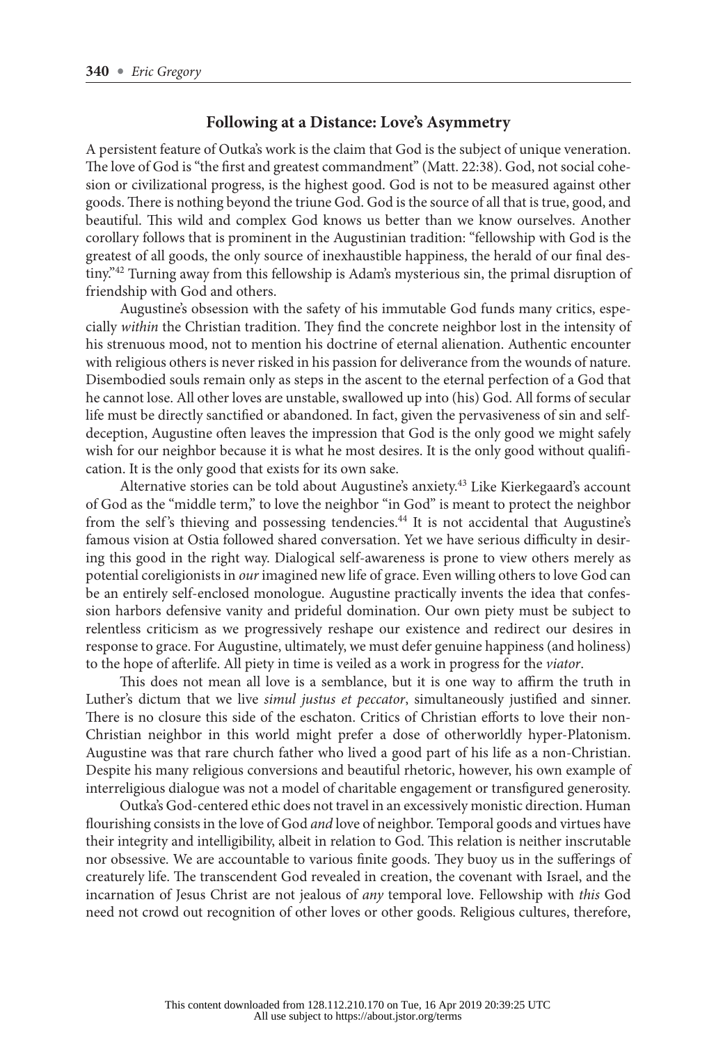## Following at a Distance: Love's Asymmetry

A persistent feature of Outka's work is the claim that God is the subject of unique veneration. The love of God is "the first and greatest commandment" (Matt. 22:38). God, not social cohesion or civilizational progress, is the highest good. God is not to be measured against other goods. There is nothing beyond the triune God. God is the source of all that is true, good, and beautiful. This wild and complex God knows us better than we know ourselves. Another corollary follows that is prominent in the Augustinian tradition: "fellowship with God is the greatest of all goods, the only source of inexhaustible happiness, the herald of our final destiny."[42] Turning away from this fellowship is Adam's mysterious sin, the primal disruption of friendship with God and others.

Augustine's obsession with the safety of his immutable God funds many critics, especially *within* the Christian tradition. They find the concrete neighbor lost in the intensity of his strenuous mood, not to mention his doctrine of eternal alienation. Authentic encounter with religious others is never risked in his passion for deliverance from the wounds of nature. Disembodied souls remain only as steps in the ascent to the eternal perfection of a God that he cannot lose. All other loves are unstable, swallowed up into (his) God. All forms of secular life must be directly sanctified or abandoned. In fact, given the pervasiveness of sin and self-deception, Augustine often leaves the impression that God is the only good we might safely wish for our neighbor because it is what he most desires. It is the only good without qualification. It is the only good that exists for its own sake.

Alternative stories can be told about Augustine's anxiety.[43] Like Kierkegaard's account of God as the "middle term," to love the neighbor "in God" is meant to protect the neighbor from the self's thieving and possessing tendencies.[44] It is not accidental that Augustine's famous vision at Ostia followed shared conversation. Yet we have serious difficulty in desiring this good in the right way. Dialogical self-awareness is prone to view others merely as potential coreligionists in *our* imagined new life of grace. Even willing others to love God can be an entirely self-enclosed monologue. Augustine practically invents the idea that confession harbors defensive vanity and prideful domination. Our own piety must be subject to relentless criticism as we progressively reshape our existence and redirect our desires in response to grace. For Augustine, ultimately, we must defer genuine happiness (and holiness) to the hope of afterlife. All piety in time is veiled as a work in progress for the *viator*.

This does not mean all love is a semblance, but it is one way to affirm the truth in Luther's dictum that we live *simul justus et peccator*, simultaneously justified and sinner. There is no closure this side of the eschaton. Critics of Christian efforts to love their non-Christian neighbor in this world might prefer a dose of otherworldly hyper-Platonism. Augustine was that rare church father who lived a good part of his life as a non-Christian. Despite his many religious conversions and beautiful rhetoric, however, his own example of interreligious dialogue was not a model of charitable engagement or transfigured generosity.

Outka's God-centered ethic does not travel in an excessively monistic direction. Human flourishing consists in the love of God *and* love of neighbor. Temporal goods and virtues have their integrity and intelligibility, albeit in relation to God. This relation is neither inscrutable nor obsessive. We are accountable to various finite goods. They buoy us in the sufferings of creaturely life. The transcendent God revealed in creation, the covenant with Israel, and the incarnation of Jesus Christ are not jealous of *any* temporal love. Fellowship with *this* God need not crowd out recognition of other loves or other goods. Religious cultures, therefore,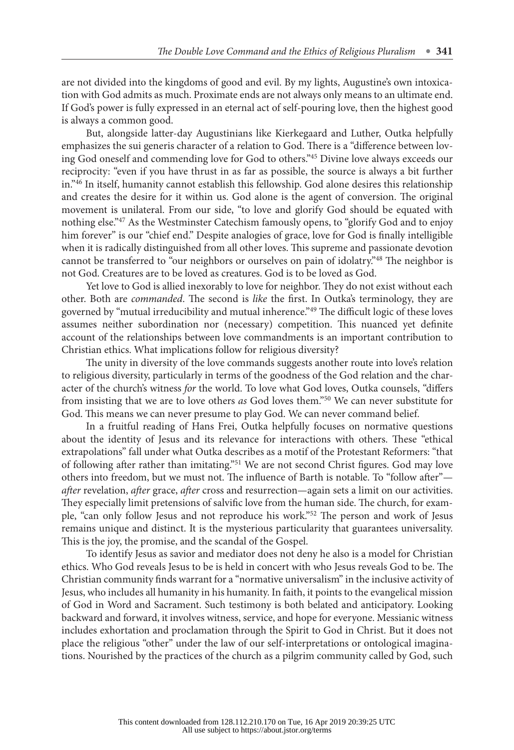are not divided into the kingdoms of good and evil. By my lights, Augustine's own intoxication with God admits as much. Proximate ends are not always only means to an ultimate end. If God's power is fully expressed in an eternal act of self-pouring love, then the highest good is always a common good.

But, alongside latter-day Augustinians like Kierkegaard and Luther, Outka helpfully emphasizes the sui generis character of a relation to God. There is a "difference between loving God oneself and commending love for God to others."[45] Divine love always exceeds our reciprocity: "even if you have thrust in as far as possible, the source is always a bit further in."[46] In itself, humanity cannot establish this fellowship. God alone desires this relationship and creates the desire for it within us. God alone is the agent of conversion. The original movement is unilateral. From our side, "to love and glorify God should be equated with nothing else."[47] As the Westminster Catechism famously opens, to "glorify God and to enjoy him forever" is our "chief end." Despite analogies of grace, love for God is finally intelligible when it is radically distinguished from all other loves. This supreme and passionate devotion cannot be transferred to "our neighbors or ourselves on pain of idolatry."[48] The neighbor is not God. Creatures are to be loved as creatures. God is to be loved as God.

Yet love to God is allied inexorably to love for neighbor. They do not exist without each other. Both are *commanded*. The second is *like* the first. In Outka's terminology, they are governed by "mutual irreducibility and mutual inherence."[49] The difficult logic of these loves assumes neither subordination nor (necessary) competition. This nuanced yet definite account of the relationships between love commandments is an important contribution to Christian ethics. What implications follow for religious diversity?

The unity in diversity of the love commands suggests another route into love's relation to religious diversity, particularly in terms of the goodness of the God relation and the character of the church's witness *for* the world. To love what God loves, Outka counsels, "differs from insisting that we are to love others *as* God loves them."[50] We can never substitute for God. This means we can never presume to play God. We can never command belief.

In a fruitful reading of Hans Frei, Outka helpfully focuses on normative questions about the identity of Jesus and its relevance for interactions with others. These "ethical extrapolations" fall under what Outka describes as a motif of the Protestant Reformers: "that of following after rather than imitating."[51] We are not second Christ figures. God may love others into freedom, but we must not. The influence of Barth is notable. To "follow after"—*after* revelation, *after* grace, *after* cross and resurrection—again sets a limit on our activities. They especially limit pretensions of salvific love from the human side. The church, for example, "can only follow Jesus and not reproduce his work."[52] The person and work of Jesus remains unique and distinct. It is the mysterious particularity that guarantees universality. This is the joy, the promise, and the scandal of the Gospel.

To identify Jesus as savior and mediator does not deny he also is a model for Christian ethics. Who God reveals Jesus to be is held in concert with who Jesus reveals God to be. The Christian community finds warrant for a "normative universalism" in the inclusive activity of Jesus, who includes all humanity in his humanity. In faith, it points to the evangelical mission of God in Word and Sacrament. Such testimony is both belated and anticipatory. Looking backward and forward, it involves witness, service, and hope for everyone. Messianic witness includes exhortation and proclamation through the Spirit to God in Christ. But it does not place the religious "other" under the law of our self-interpretations or ontological imaginations. Nourished by the practices of the church as a pilgrim community called by God, such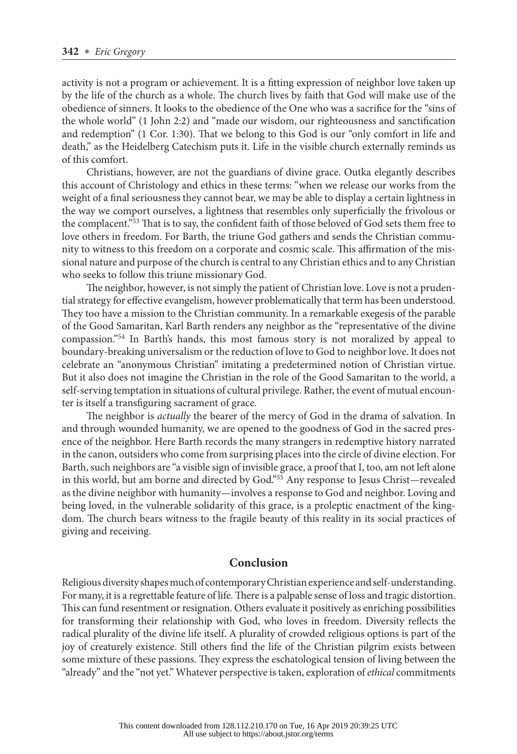activity is not a program or achievement. It is a fitting expression of neighbor love taken up by the life of the church as a whole. The church lives by faith that God will make use of the obedience of sinners. It looks to the obedience of the One who was a sacrifice for the "sins of the whole world" (1 John 2:2) and "made our wisdom, our righteousness and sanctification and redemption" (1 Cor. 1:30). That we belong to this God is our "only comfort in life and death," as the Heidelberg Catechism puts it. Life in the visible church externally reminds us of this comfort.

Christians, however, are not the guardians of divine grace. Outka elegantly describes this account of Christology and ethics in these terms: "when we release our works from the weight of a final seriousness they cannot bear, we may be able to display a certain lightness in the way we comport ourselves, a lightness that resembles only superficially the frivolous or the complacent."[53] That is to say, the confident faith of those beloved of God sets them free to love others in freedom. For Barth, the triune God gathers and sends the Christian community to witness to this freedom on a corporate and cosmic scale. This affirmation of the missional nature and purpose of the church is central to any Christian ethics and to any Christian who seeks to follow this triune missionary God.

The neighbor, however, is not simply the patient of Christian love. Love is not a prudential strategy for effective evangelism, however problematically that term has been understood. They too have a mission to the Christian community. In a remarkable exegesis of the parable of the Good Samaritan, Karl Barth renders any neighbor as the "representative of the divine compassion."[54] In Barth's hands, this most famous story is not moralized by appeal to boundary-breaking universalism or the reduction of love to God to neighbor love. It does not celebrate an "anonymous Christian" imitating a predetermined notion of Christian virtue. But it also does not imagine the Christian in the role of the Good Samaritan to the world, a self-serving temptation in situations of cultural privilege. Rather, the event of mutual encounter is itself a transfiguring sacrament of grace.

The neighbor is *actually* the bearer of the mercy of God in the drama of salvation. In and through wounded humanity, we are opened to the goodness of God in the sacred presence of the neighbor. Here Barth records the many strangers in redemptive history narrated in the canon, outsiders who come from surprising places into the circle of divine election. For Barth, such neighbors are "a visible sign of invisible grace, a proof that I, too, am not left alone in this world, but am borne and directed by God."[55] Any response to Jesus Christ—revealed as the divine neighbor with humanity—involves a response to God and neighbor. Loving and being loved, in the vulnerable solidarity of this grace, is a proleptic enactment of the kingdom. The church bears witness to the fragile beauty of this reality in its social practices of giving and receiving.

## Conclusion

Religious diversity shapes much of contemporary Christian experience and self-understanding. For many, it is a regrettable feature of life. There is a palpable sense of loss and tragic distortion. This can fund resentment or resignation. Others evaluate it positively as enriching possibilities for transforming their relationship with God, who loves in freedom. Diversity reflects the radical plurality of the divine life itself. A plurality of crowded religious options is part of the joy of creaturely existence. Still others find the life of the Christian pilgrim exists between some mixture of these passions. They express the eschatological tension of living between the "already" and the "not yet." Whatever perspective is taken, exploration of *ethical* commitments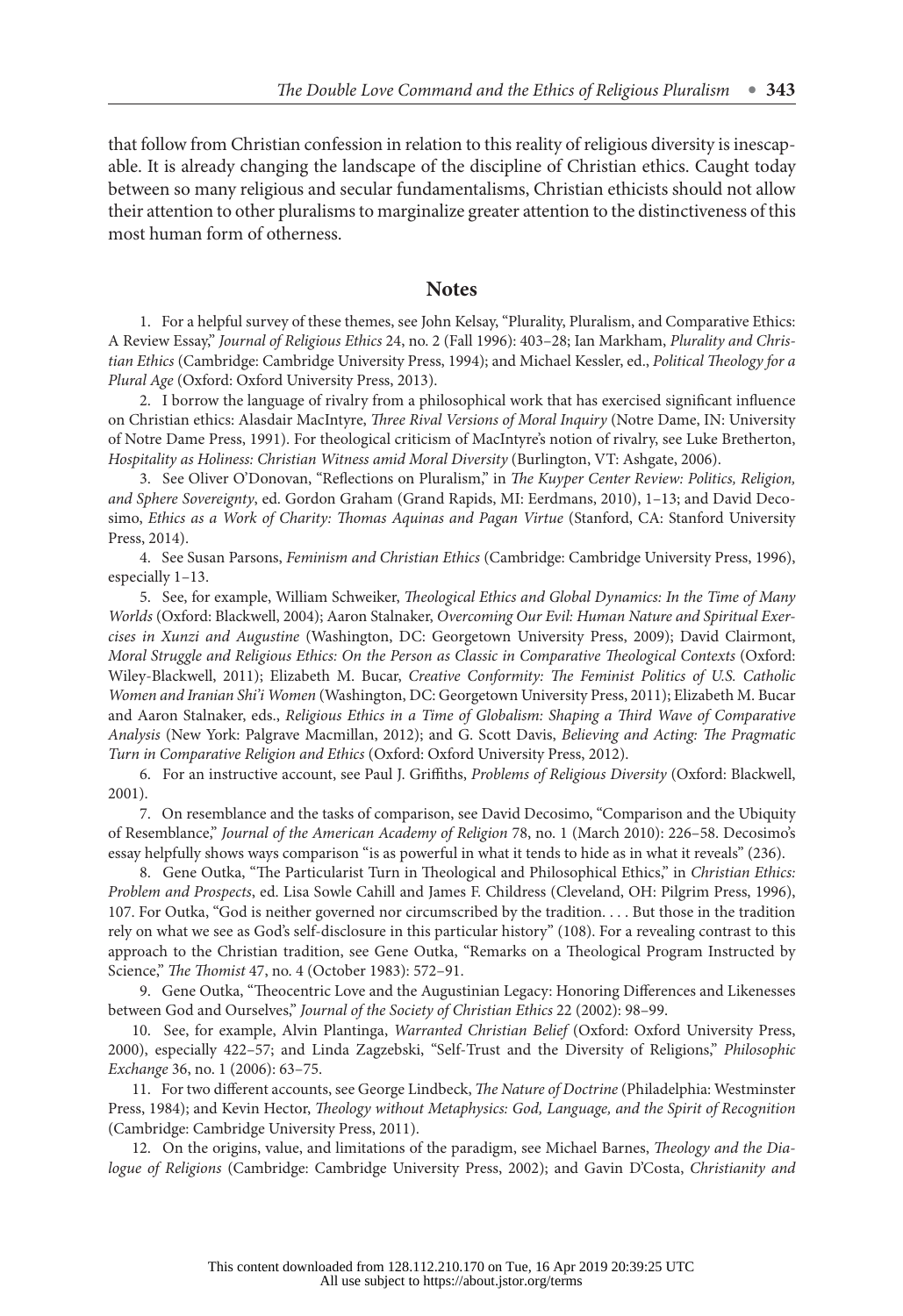that follow from Christian confession in relation to this reality of religious diversity is inescapable. It is already changing the landscape of the discipline of Christian ethics. Caught today between so many religious and secular fundamentalisms, Christian ethicists should not allow their attention to other pluralisms to marginalize greater attention to the distinctiveness of this most human form of otherness.

## Notes

1. For a helpful survey of these themes, see John Kelsay, "Plurality, Pluralism, and Comparative Ethics: A Review Essay," *Journal of Religious Ethics* 24, no. 2 (Fall 1996): 403–28; Ian Markham, *Plurality and Christian Ethics* (Cambridge: Cambridge University Press, 1994); and Michael Kessler, ed., *Political Theology for a Plural Age* (Oxford: Oxford University Press, 2013).

2. I borrow the language of rivalry from a philosophical work that has exercised significant influence on Christian ethics: Alasdair MacIntyre, *Three Rival Versions of Moral Inquiry* (Notre Dame, IN: University of Notre Dame Press, 1991). For theological criticism of MacIntyre's notion of rivalry, see Luke Bretherton, *Hospitality as Holiness: Christian Witness amid Moral Diversity* (Burlington, VT: Ashgate, 2006).

3. See Oliver O'Donovan, "Reflections on Pluralism," in *The Kuyper Center Review: Politics, Religion, and Sphere Sovereignty*, ed. Gordon Graham (Grand Rapids, MI: Eerdmans, 2010), 1–13; and David Decosimo, *Ethics as a Work of Charity: Thomas Aquinas and Pagan Virtue* (Stanford, CA: Stanford University Press, 2014).

4. See Susan Parsons, *Feminism and Christian Ethics* (Cambridge: Cambridge University Press, 1996), especially 1–13.

5. See, for example, William Schweiker, *Theological Ethics and Global Dynamics: In the Time of Many Worlds* (Oxford: Blackwell, 2004); Aaron Stalnaker, *Overcoming Our Evil: Human Nature and Spiritual Exercises in Xunzi and Augustine* (Washington, DC: Georgetown University Press, 2009); David Clairmont, *Moral Struggle and Religious Ethics: On the Person as Classic in Comparative Theological Contexts* (Oxford: Wiley-Blackwell, 2011); Elizabeth M. Bucar, *Creative Conformity: The Feminist Politics of U.S. Catholic Women and Iranian Shi'i Women* (Washington, DC: Georgetown University Press, 2011); Elizabeth M. Bucar and Aaron Stalnaker, eds., *Religious Ethics in a Time of Globalism: Shaping a Third Wave of Comparative Analysis* (New York: Palgrave Macmillan, 2012); and G. Scott Davis, *Believing and Acting: The Pragmatic Turn in Comparative Religion and Ethics* (Oxford: Oxford University Press, 2012).

6. For an instructive account, see Paul J. Griffiths, *Problems of Religious Diversity* (Oxford: Blackwell, 2001).

7. On resemblance and the tasks of comparison, see David Decosimo, "Comparison and the Ubiquity of Resemblance," *Journal of the American Academy of Religion* 78, no. 1 (March 2010): 226–58. Decosimo's essay helpfully shows ways comparison "is as powerful in what it tends to hide as in what it reveals" (236).

8. Gene Outka, "The Particularist Turn in Theological and Philosophical Ethics," in *Christian Ethics: Problem and Prospects*, ed. Lisa Sowle Cahill and James F. Childress (Cleveland, OH: Pilgrim Press, 1996), 107. For Outka, "God is neither governed nor circumscribed by the tradition. . . . But those in the tradition rely on what we see as God's self-disclosure in this particular history" (108). For a revealing contrast to this approach to the Christian tradition, see Gene Outka, "Remarks on a Theological Program Instructed by Science," *The Thomist* 47, no. 4 (October 1983): 572–91.

9. Gene Outka, "Theocentric Love and the Augustinian Legacy: Honoring Differences and Likenesses between God and Ourselves," *Journal of the Society of Christian Ethics* 22 (2002): 98–99.

10. See, for example, Alvin Plantinga, *Warranted Christian Belief* (Oxford: Oxford University Press, 2000), especially 422–57; and Linda Zagzebski, "Self-Trust and the Diversity of Religions," *Philosophic Exchange* 36, no. 1 (2006): 63–75.

11. For two different accounts, see George Lindbeck, *The Nature of Doctrine* (Philadelphia: Westminster Press, 1984); and Kevin Hector, *Theology without Metaphysics: God, Language, and the Spirit of Recognition* (Cambridge: Cambridge University Press, 2011).

12. On the origins, value, and limitations of the paradigm, see Michael Barnes, *Theology and the Dialogue of Religions* (Cambridge: Cambridge University Press, 2002); and Gavin D'Costa, *Christianity and*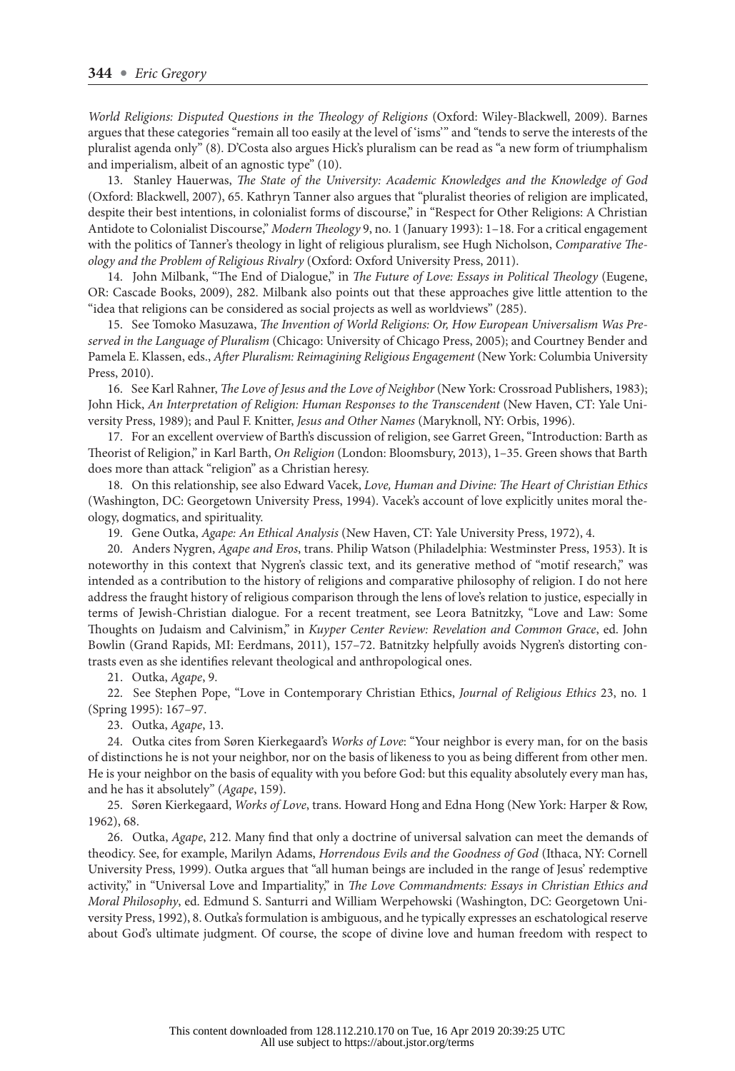*World Religions: Disputed Questions in the Theology of Religions* (Oxford: Wiley-Blackwell, 2009). Barnes argues that these categories "remain all too easily at the level of 'isms'" and "tends to serve the interests of the pluralist agenda only" (8). D'Costa also argues Hick's pluralism can be read as "a new form of triumphalism and imperialism, albeit of an agnostic type" (10).

13. Stanley Hauerwas, *The State of the University: Academic Knowledges and the Knowledge of God* (Oxford: Blackwell, 2007), 65. Kathryn Tanner also argues that "pluralist theories of religion are implicated, despite their best intentions, in colonialist forms of discourse," in "Respect for Other Religions: A Christian Antidote to Colonialist Discourse," *Modern Theology* 9, no. 1 (January 1993): 1–18. For a critical engagement with the politics of Tanner's theology in light of religious pluralism, see Hugh Nicholson, *Comparative Theology and the Problem of Religious Rivalry* (Oxford: Oxford University Press, 2011).

14. John Milbank, "The End of Dialogue," in *The Future of Love: Essays in Political Theology* (Eugene, OR: Cascade Books, 2009), 282. Milbank also points out that these approaches give little attention to the "idea that religions can be considered as social projects as well as worldviews" (285).

15. See Tomoko Masuzawa, *The Invention of World Religions: Or, How European Universalism Was Preserved in the Language of Pluralism* (Chicago: University of Chicago Press, 2005); and Courtney Bender and Pamela E. Klassen, eds., *After Pluralism: Reimagining Religious Engagement* (New York: Columbia University Press, 2010).

16. See Karl Rahner, *The Love of Jesus and the Love of Neighbor* (New York: Crossroad Publishers, 1983); John Hick, *An Interpretation of Religion: Human Responses to the Transcendent* (New Haven, CT: Yale University Press, 1989); and Paul F. Knitter, *Jesus and Other Names* (Maryknoll, NY: Orbis, 1996).

17. For an excellent overview of Barth's discussion of religion, see Garret Green, "Introduction: Barth as Theorist of Religion," in Karl Barth, *On Religion* (London: Bloomsbury, 2013), 1–35. Green shows that Barth does more than attack "religion" as a Christian heresy.

18. On this relationship, see also Edward Vacek, *Love, Human and Divine: The Heart of Christian Ethics* (Washington, DC: Georgetown University Press, 1994). Vacek's account of love explicitly unites moral theology, dogmatics, and spirituality.

19. Gene Outka, *Agape: An Ethical Analysis* (New Haven, CT: Yale University Press, 1972), 4.

20. Anders Nygren, *Agape and Eros*, trans. Philip Watson (Philadelphia: Westminster Press, 1953). It is noteworthy in this context that Nygren's classic text, and its generative method of "motif research," was intended as a contribution to the history of religions and comparative philosophy of religion. I do not here address the fraught history of religious comparison through the lens of love's relation to justice, especially in terms of Jewish-Christian dialogue. For a recent treatment, see Leora Batnitzky, "Love and Law: Some Thoughts on Judaism and Calvinism," in *Kuyper Center Review: Revelation and Common Grace*, ed. John Bowlin (Grand Rapids, MI: Eerdmans, 2011), 157–72. Batnitzky helpfully avoids Nygren's distorting contrasts even as she identifies relevant theological and anthropological ones.

21. Outka, *Agape*, 9.

22. See Stephen Pope, "Love in Contemporary Christian Ethics, *Journal of Religious Ethics* 23, no. 1 (Spring 1995): 167–97.

23. Outka, *Agape*, 13.

24. Outka cites from Søren Kierkegaard's *Works of Love*: "Your neighbor is every man, for on the basis of distinctions he is not your neighbor, nor on the basis of likeness to you as being different from other men. He is your neighbor on the basis of equality with you before God: but this equality absolutely every man has, and he has it absolutely" (*Agape*, 159).

25. Søren Kierkegaard, *Works of Love*, trans. Howard Hong and Edna Hong (New York: Harper & Row, 1962), 68.

26. Outka, *Agape*, 212. Many find that only a doctrine of universal salvation can meet the demands of theodicy. See, for example, Marilyn Adams, *Horrendous Evils and the Goodness of God* (Ithaca, NY: Cornell University Press, 1999). Outka argues that "all human beings are included in the range of Jesus' redemptive activity," in "Universal Love and Impartiality," in *The Love Commandments: Essays in Christian Ethics and Moral Philosophy*, ed. Edmund S. Santurri and William Werpehowski (Washington, DC: Georgetown University Press, 1992), 8. Outka's formulation is ambiguous, and he typically expresses an eschatological reserve about God's ultimate judgment. Of course, the scope of divine love and human freedom with respect to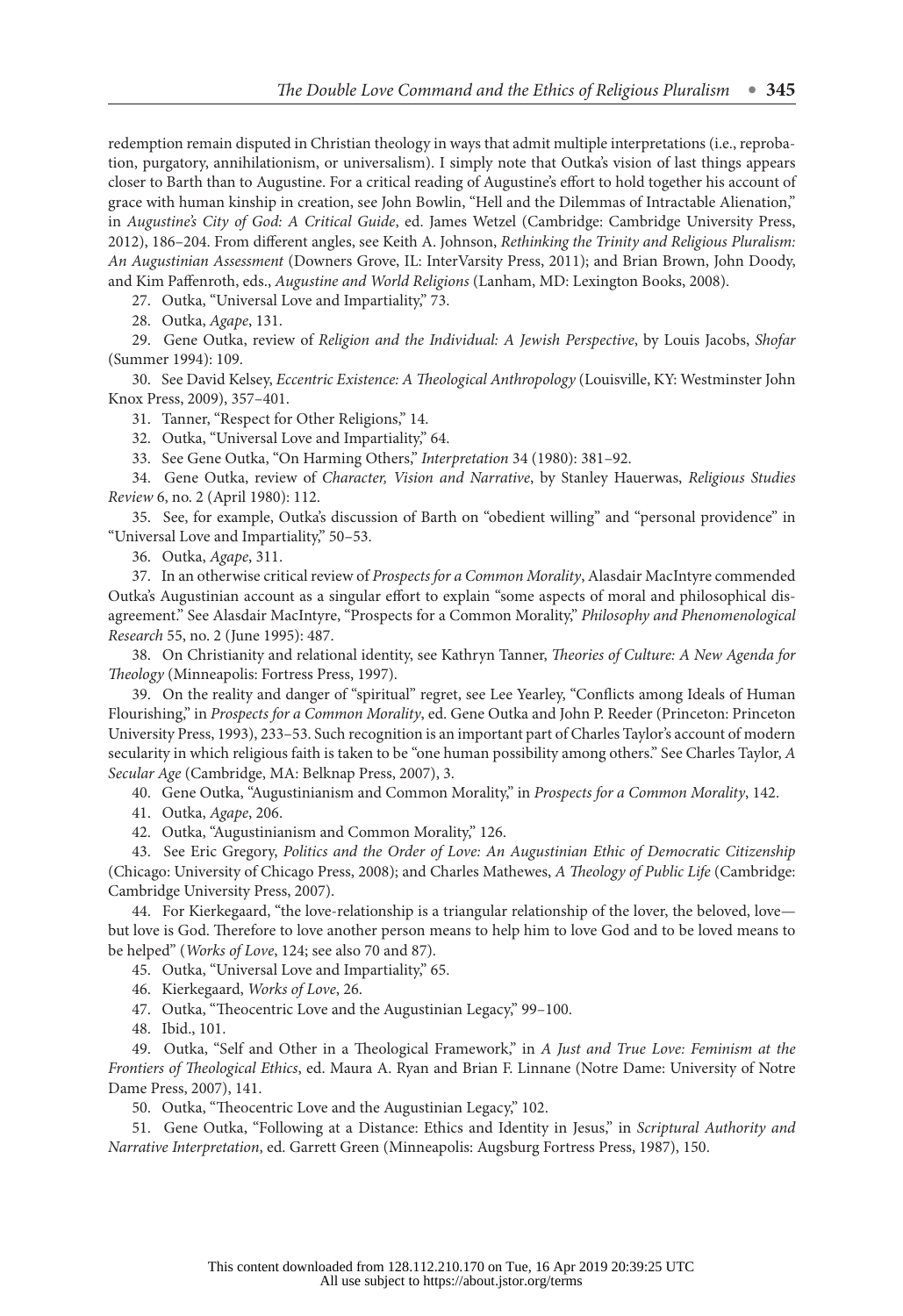redemption remain disputed in Christian theology in ways that admit multiple interpretations (i.e., reprobation, purgatory, annihilationism, or universalism). I simply note that Outka's vision of last things appears closer to Barth than to Augustine. For a critical reading of Augustine's effort to hold together his account of grace with human kinship in creation, see John Bowlin, "Hell and the Dilemmas of Intractable Alienation," in *Augustine's City of God: A Critical Guide*, ed. James Wetzel (Cambridge: Cambridge University Press, 2012), 186–204. From different angles, see Keith A. Johnson, *Rethinking the Trinity and Religious Pluralism: An Augustinian Assessment* (Downers Grove, IL: InterVarsity Press, 2011); and Brian Brown, John Doody, and Kim Paffenroth, eds., *Augustine and World Religions* (Lanham, MD: Lexington Books, 2008).

27. Outka, "Universal Love and Impartiality," 73.

28. Outka, *Agape*, 131.

29. Gene Outka, review of *Religion and the Individual: A Jewish Perspective*, by Louis Jacobs, *Shofar* (Summer 1994): 109.

30. See David Kelsey, *Eccentric Existence: A Theological Anthropology* (Louisville, KY: Westminster John Knox Press, 2009), 357–401.

31. Tanner, "Respect for Other Religions," 14.

32. Outka, "Universal Love and Impartiality," 64.

33. See Gene Outka, "On Harming Others," *Interpretation* 34 (1980): 381–92.

34. Gene Outka, review of *Character, Vision and Narrative*, by Stanley Hauerwas, *Religious Studies Review* 6, no. 2 (April 1980): 112.

35. See, for example, Outka's discussion of Barth on "obedient willing" and "personal providence" in "Universal Love and Impartiality," 50–53.

36. Outka, *Agape*, 311.

37. In an otherwise critical review of *Prospects for a Common Morality*, Alasdair MacIntyre commended Outka's Augustinian account as a singular effort to explain "some aspects of moral and philosophical disagreement." See Alasdair MacIntyre, "Prospects for a Common Morality," *Philosophy and Phenomenological Research* 55, no. 2 (June 1995): 487.

38. On Christianity and relational identity, see Kathryn Tanner, *Theories of Culture: A New Agenda for Theology* (Minneapolis: Fortress Press, 1997).

39. On the reality and danger of "spiritual" regret, see Lee Yearley, "Conflicts among Ideals of Human Flourishing," in *Prospects for a Common Morality*, ed. Gene Outka and John P. Reeder (Princeton: Princeton University Press, 1993), 233–53. Such recognition is an important part of Charles Taylor's account of modern secularity in which religious faith is taken to be "one human possibility among others." See Charles Taylor, *A Secular Age* (Cambridge, MA: Belknap Press, 2007), 3.

40. Gene Outka, "Augustinianism and Common Morality," in *Prospects for a Common Morality*, 142.

41. Outka, *Agape*, 206.

42. Outka, "Augustinianism and Common Morality," 126.

43. See Eric Gregory, *Politics and the Order of Love: An Augustinian Ethic of Democratic Citizenship* (Chicago: University of Chicago Press, 2008); and Charles Mathewes, *A Theology of Public Life* (Cambridge: Cambridge University Press, 2007).

44. For Kierkegaard, "the love-relationship is a triangular relationship of the lover, the beloved, love—but love is God. Therefore to love another person means to help him to love God and to be loved means to be helped" (*Works of Love*, 124; see also 70 and 87).

45. Outka, "Universal Love and Impartiality," 65.

46. Kierkegaard, *Works of Love*, 26.

47. Outka, "Theocentric Love and the Augustinian Legacy," 99–100.

48. Ibid., 101.

49. Outka, "Self and Other in a Theological Framework," in *A Just and True Love: Feminism at the Frontiers of Theological Ethics*, ed. Maura A. Ryan and Brian F. Linnane (Notre Dame: University of Notre Dame Press, 2007), 141.

50. Outka, "Theocentric Love and the Augustinian Legacy," 102.

51. Gene Outka, "Following at a Distance: Ethics and Identity in Jesus," in *Scriptural Authority and Narrative Interpretation*, ed. Garrett Green (Minneapolis: Augsburg Fortress Press, 1987), 150.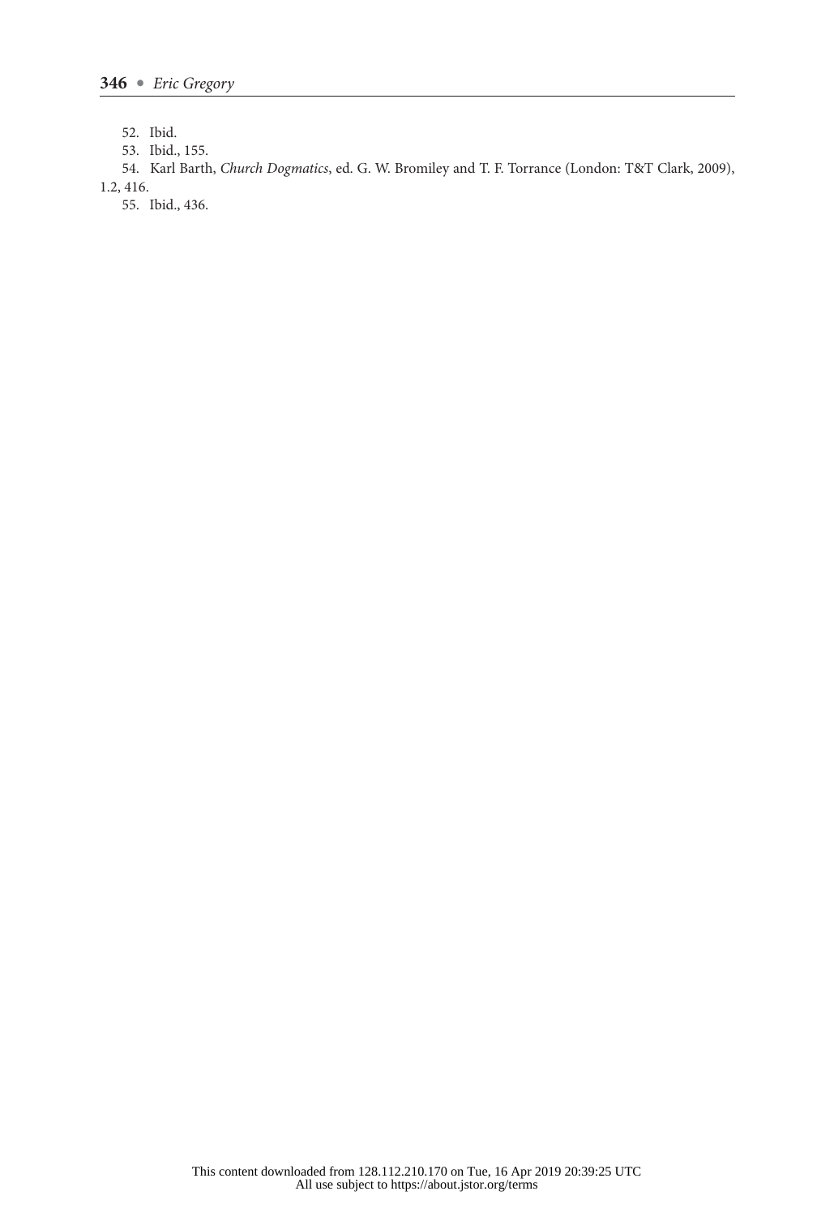52. Ibid.

53. Ibid., 155.

54. Karl Barth, *Church Dogmatics*, ed. G. W. Bromiley and T. F. Torrance (London: T&T Clark, 2009), 1.2, 416.

55. Ibid., 436.